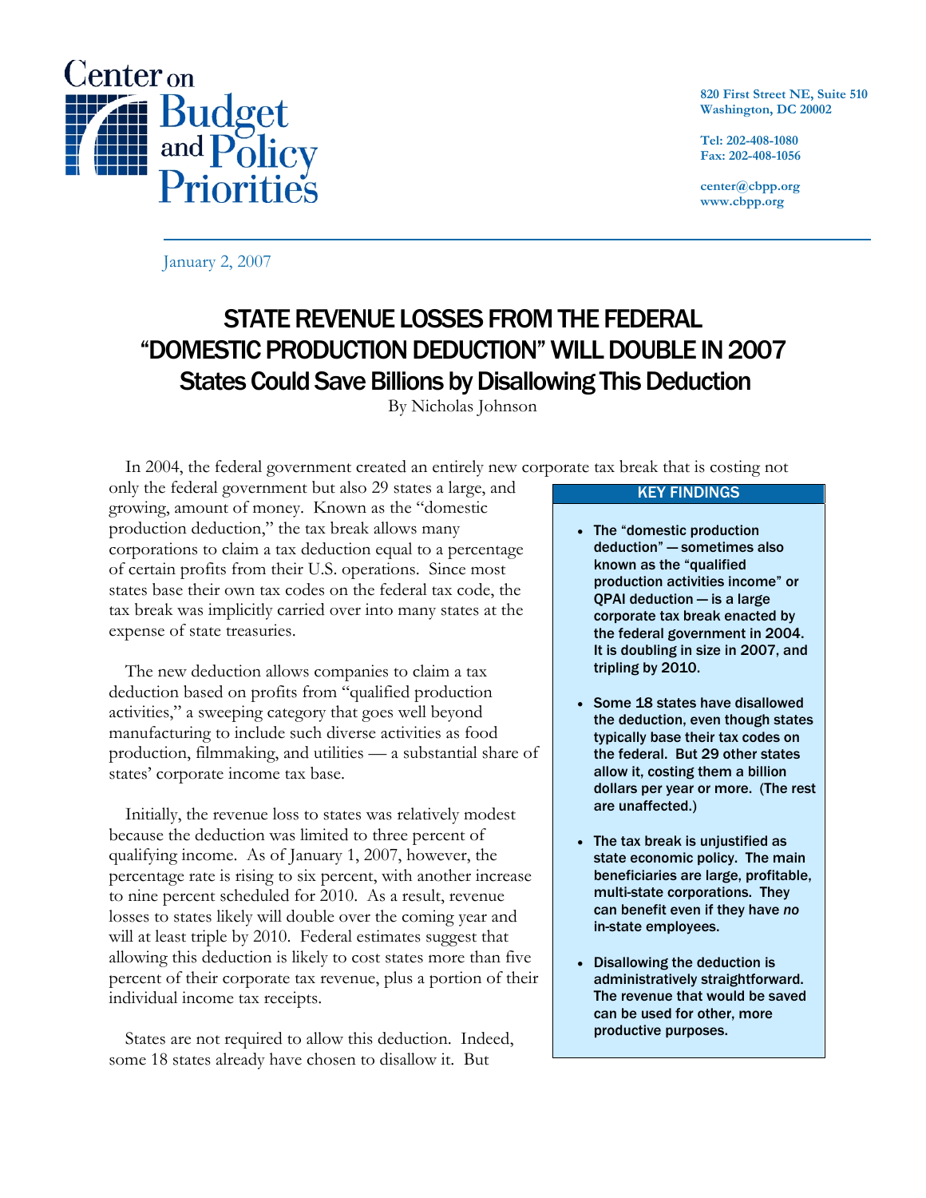Center on Budget and Policy Priorities

820 First Street NE, Suite 510
Washington, DC 20002

Tel: 202-408-1080
Fax: 202-408-1056

center@cbpp.org
www.cbpp.org

January 2, 2007

# STATE REVENUE LOSSES FROM THE FEDERAL "DOMESTIC PRODUCTION DEDUCTION" WILL DOUBLE IN 2007
## States Could Save Billions by Disallowing This Deduction

By Nicholas Johnson

In 2004, the federal government created an entirely new corporate tax break that is costing not only the federal government but also 29 states a large, and growing, amount of money. Known as the "domestic production deduction," the tax break allows many corporations to claim a tax deduction equal to a percentage of certain profits from their U.S. operations. Since most states base their own tax codes on the federal tax code, the tax break was implicitly carried over into many states at the expense of state treasuries.

> **KEY FINDINGS**
>
> - The "domestic production deduction" — sometimes also known as the "qualified production activities income" or QPAI deduction — is a large corporate tax break enacted by the federal government in 2004. It is doubling in size in 2007, and tripling by 2010.
> - Some 18 states have disallowed the deduction, even though states typically base their tax codes on the federal. But 29 other states allow it, costing them a billion dollars per year or more. (The rest are unaffected.)
> - The tax break is unjustified as state economic policy. The main beneficiaries are large, profitable, multi-state corporations. They can benefit even if they have *no* in-state employees.
> - Disallowing the deduction is administratively straightforward. The revenue that would be saved can be used for other, more productive purposes.

The new deduction allows companies to claim a tax deduction based on profits from "qualified production activities," a sweeping category that goes well beyond manufacturing to include such diverse activities as food production, filmmaking, and utilities — a substantial share of states' corporate income tax base.

Initially, the revenue loss to states was relatively modest because the deduction was limited to three percent of qualifying income. As of January 1, 2007, however, the percentage rate is rising to six percent, with another increase to nine percent scheduled for 2010. As a result, revenue losses to states likely will double over the coming year and will at least triple by 2010. Federal estimates suggest that allowing this deduction is likely to cost states more than five percent of their corporate tax revenue, plus a portion of their individual income tax receipts.

States are not required to allow this deduction. Indeed, some 18 states already have chosen to disallow it. But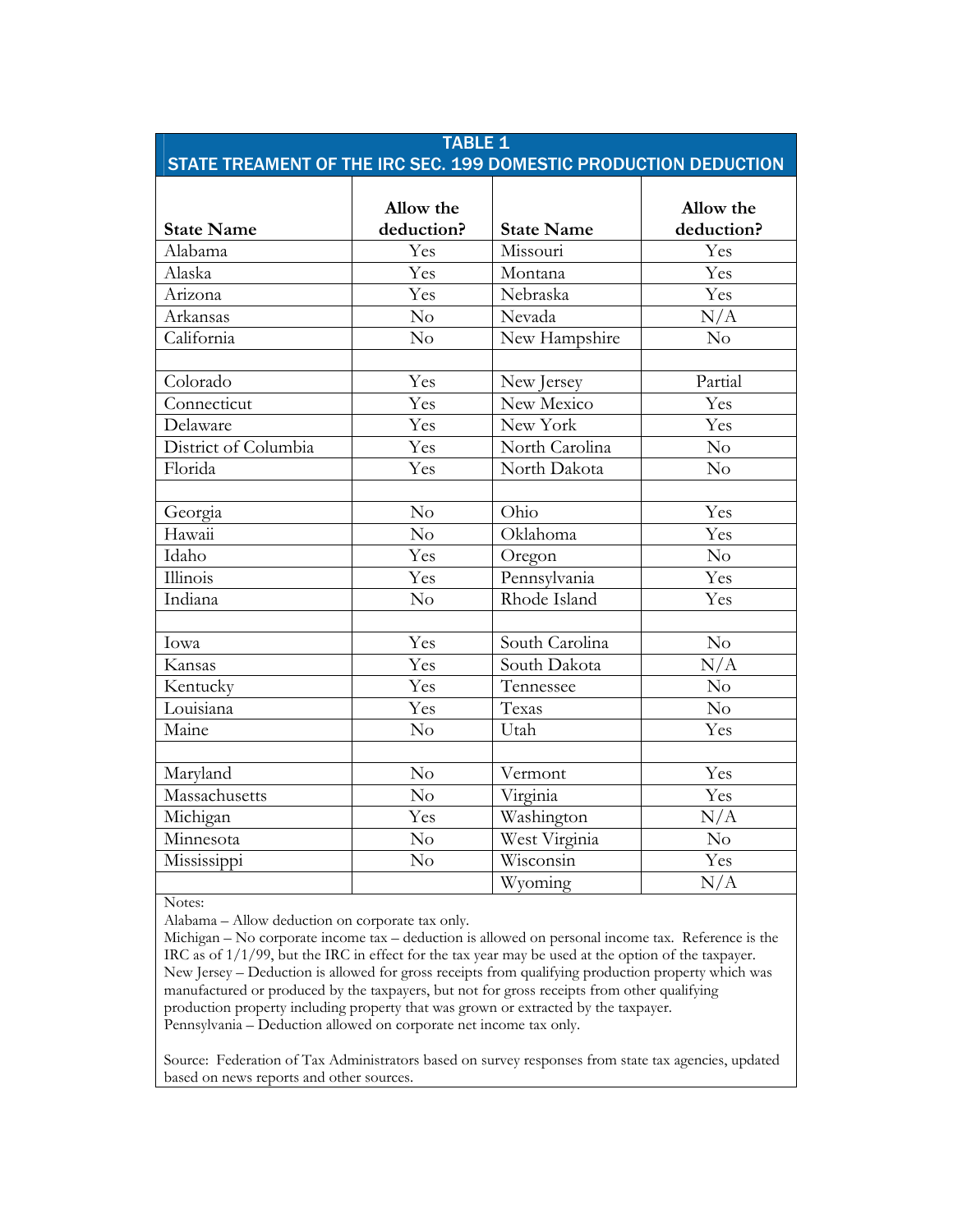**TABLE 1**
**STATE TREAMENT OF THE IRC SEC. 199 DOMESTIC PRODUCTION DEDUCTION**

| State Name | Allow the deduction? | State Name | Allow the deduction? |
|---|---|---|---|
| Alabama | Yes | Missouri | Yes |
| Alaska | Yes | Montana | Yes |
| Arizona | Yes | Nebraska | Yes |
| Arkansas | No | Nevada | N/A |
| California | No | New Hampshire | No |
| | | | |
| Colorado | Yes | New Jersey | Partial |
| Connecticut | Yes | New Mexico | Yes |
| Delaware | Yes | New York | Yes |
| District of Columbia | Yes | North Carolina | No |
| Florida | Yes | North Dakota | No |
| | | | |
| Georgia | No | Ohio | Yes |
| Hawaii | No | Oklahoma | Yes |
| Idaho | Yes | Oregon | No |
| Illinois | Yes | Pennsylvania | Yes |
| Indiana | No | Rhode Island | Yes |
| | | | |
| Iowa | Yes | South Carolina | No |
| Kansas | Yes | South Dakota | N/A |
| Kentucky | Yes | Tennessee | No |
| Louisiana | Yes | Texas | No |
| Maine | No | Utah | Yes |
| | | | |
| Maryland | No | Vermont | Yes |
| Massachusetts | No | Virginia | Yes |
| Michigan | Yes | Washington | N/A |
| Minnesota | No | West Virginia | No |
| Mississippi | No | Wisconsin | Yes |
| | | Wyoming | N/A |

Notes:
Alabama – Allow deduction on corporate tax only.
Michigan – No corporate income tax – deduction is allowed on personal income tax. Reference is the IRC as of 1/1/99, but the IRC in effect for the tax year may be used at the option of the taxpayer.
New Jersey – Deduction is allowed for gross receipts from qualifying production property which was manufactured or produced by the taxpayers, but not for gross receipts from other qualifying production property including property that was grown or extracted by the taxpayer.
Pennsylvania – Deduction allowed on corporate net income tax only.

Source: Federation of Tax Administrators based on survey responses from state tax agencies, updated based on news reports and other sources.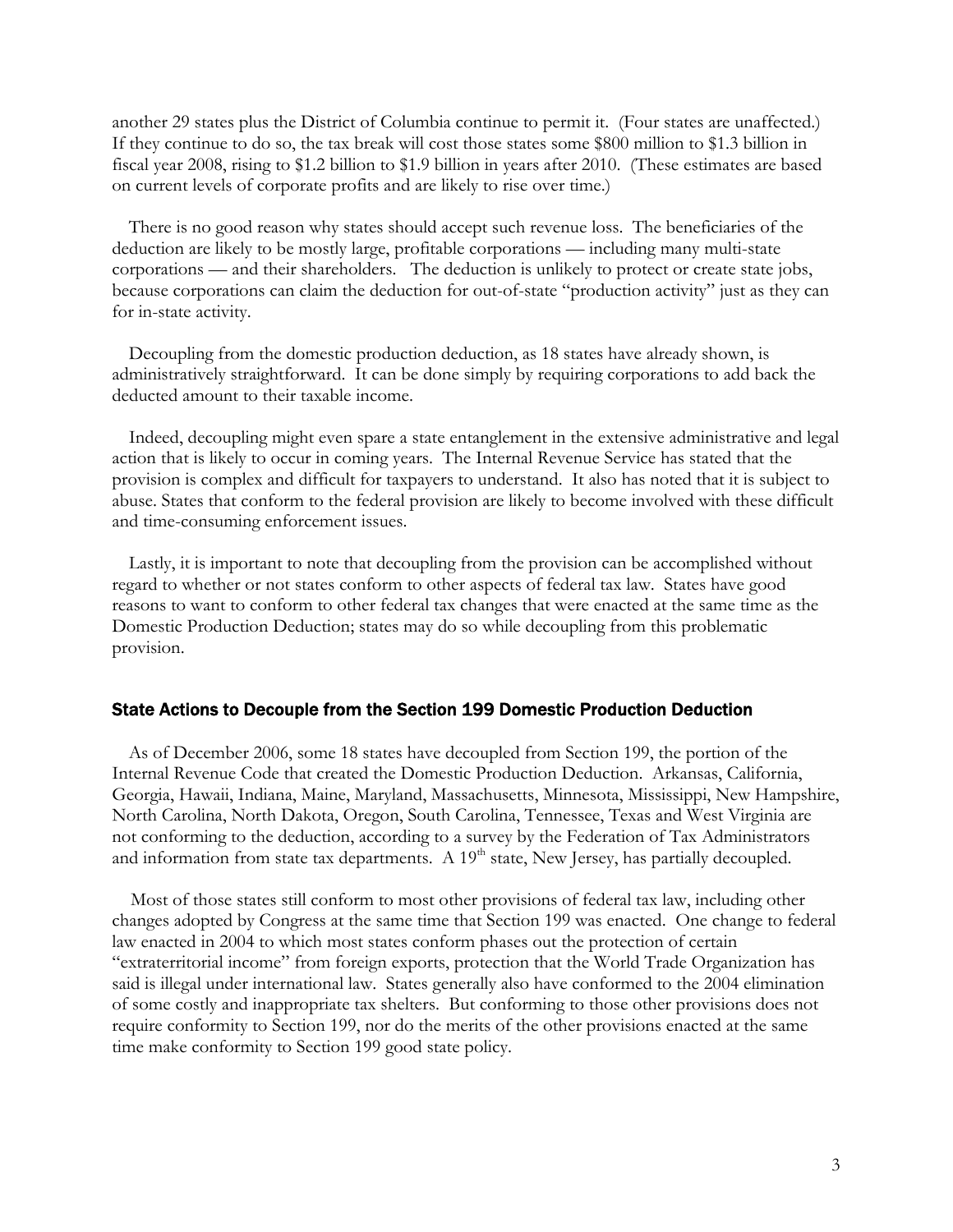another 29 states plus the District of Columbia continue to permit it. (Four states are unaffected.) If they continue to do so, the tax break will cost those states some $800 million to $1.3 billion in fiscal year 2008, rising to $1.2 billion to $1.9 billion in years after 2010. (These estimates are based on current levels of corporate profits and are likely to rise over time.)

There is no good reason why states should accept such revenue loss. The beneficiaries of the deduction are likely to be mostly large, profitable corporations — including many multi-state corporations — and their shareholders. The deduction is unlikely to protect or create state jobs, because corporations can claim the deduction for out-of-state "production activity" just as they can for in-state activity.

Decoupling from the domestic production deduction, as 18 states have already shown, is administratively straightforward. It can be done simply by requiring corporations to add back the deducted amount to their taxable income.

Indeed, decoupling might even spare a state entanglement in the extensive administrative and legal action that is likely to occur in coming years. The Internal Revenue Service has stated that the provision is complex and difficult for taxpayers to understand. It also has noted that it is subject to abuse. States that conform to the federal provision are likely to become involved with these difficult and time-consuming enforcement issues.

Lastly, it is important to note that decoupling from the provision can be accomplished without regard to whether or not states conform to other aspects of federal tax law. States have good reasons to want to conform to other federal tax changes that were enacted at the same time as the Domestic Production Deduction; states may do so while decoupling from this problematic provision.

## State Actions to Decouple from the Section 199 Domestic Production Deduction

As of December 2006, some 18 states have decoupled from Section 199, the portion of the Internal Revenue Code that created the Domestic Production Deduction. Arkansas, California, Georgia, Hawaii, Indiana, Maine, Maryland, Massachusetts, Minnesota, Mississippi, New Hampshire, North Carolina, North Dakota, Oregon, South Carolina, Tennessee, Texas and West Virginia are not conforming to the deduction, according to a survey by the Federation of Tax Administrators and information from state tax departments. A 19th state, New Jersey, has partially decoupled.

Most of those states still conform to most other provisions of federal tax law, including other changes adopted by Congress at the same time that Section 199 was enacted. One change to federal law enacted in 2004 to which most states conform phases out the protection of certain "extraterritorial income" from foreign exports, protection that the World Trade Organization has said is illegal under international law. States generally also have conformed to the 2004 elimination of some costly and inappropriate tax shelters. But conforming to those other provisions does not require conformity to Section 199, nor do the merits of the other provisions enacted at the same time make conformity to Section 199 good state policy.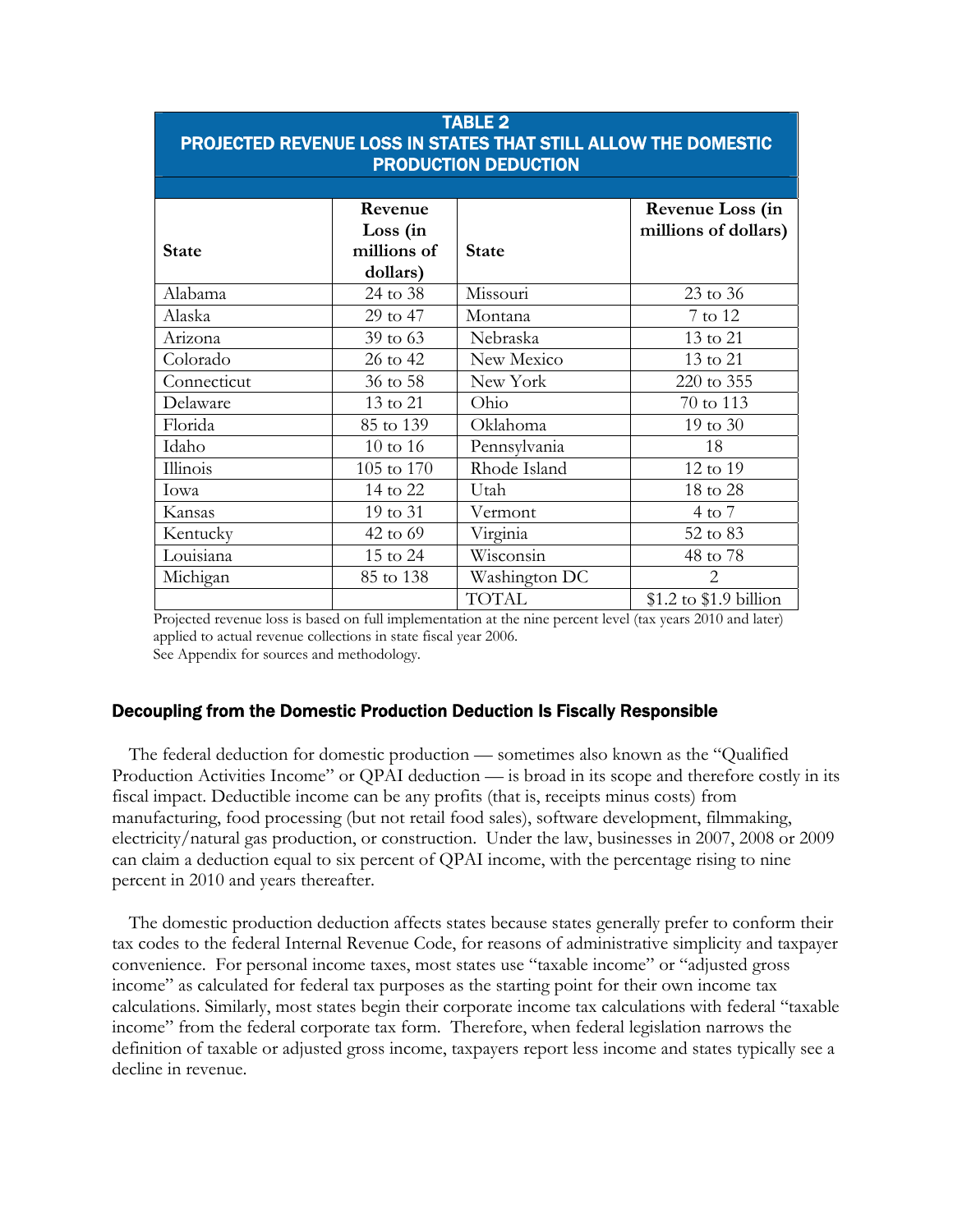**TABLE 2**
**PROJECTED REVENUE LOSS IN STATES THAT STILL ALLOW THE DOMESTIC PRODUCTION DEDUCTION**

| State | Revenue Loss (in millions of dollars) | State | Revenue Loss (in millions of dollars) |
|---|---|---|---|
| Alabama | 24 to 38 | Missouri | 23 to 36 |
| Alaska | 29 to 47 | Montana | 7 to 12 |
| Arizona | 39 to 63 | Nebraska | 13 to 21 |
| Colorado | 26 to 42 | New Mexico | 13 to 21 |
| Connecticut | 36 to 58 | New York | 220 to 355 |
| Delaware | 13 to 21 | Ohio | 70 to 113 |
| Florida | 85 to 139 | Oklahoma | 19 to 30 |
| Idaho | 10 to 16 | Pennsylvania | 18 |
| Illinois | 105 to 170 | Rhode Island | 12 to 19 |
| Iowa | 14 to 22 | Utah | 18 to 28 |
| Kansas | 19 to 31 | Vermont | 4 to 7 |
| Kentucky | 42 to 69 | Virginia | 52 to 83 |
| Louisiana | 15 to 24 | Wisconsin | 48 to 78 |
| Michigan | 85 to 138 | Washington DC | 2 |
| | | TOTAL | $1.2 to $1.9 billion |

Projected revenue loss is based on full implementation at the nine percent level (tax years 2010 and later) applied to actual revenue collections in state fiscal year 2006.
See Appendix for sources and methodology.

## Decoupling from the Domestic Production Deduction Is Fiscally Responsible

The federal deduction for domestic production — sometimes also known as the "Qualified Production Activities Income" or QPAI deduction — is broad in its scope and therefore costly in its fiscal impact. Deductible income can be any profits (that is, receipts minus costs) from manufacturing, food processing (but not retail food sales), software development, filmmaking, electricity/natural gas production, or construction. Under the law, businesses in 2007, 2008 or 2009 can claim a deduction equal to six percent of QPAI income, with the percentage rising to nine percent in 2010 and years thereafter.

The domestic production deduction affects states because states generally prefer to conform their tax codes to the federal Internal Revenue Code, for reasons of administrative simplicity and taxpayer convenience. For personal income taxes, most states use "taxable income" or "adjusted gross income" as calculated for federal tax purposes as the starting point for their own income tax calculations. Similarly, most states begin their corporate income tax calculations with federal "taxable income" from the federal corporate tax form. Therefore, when federal legislation narrows the definition of taxable or adjusted gross income, taxpayers report less income and states typically see a decline in revenue.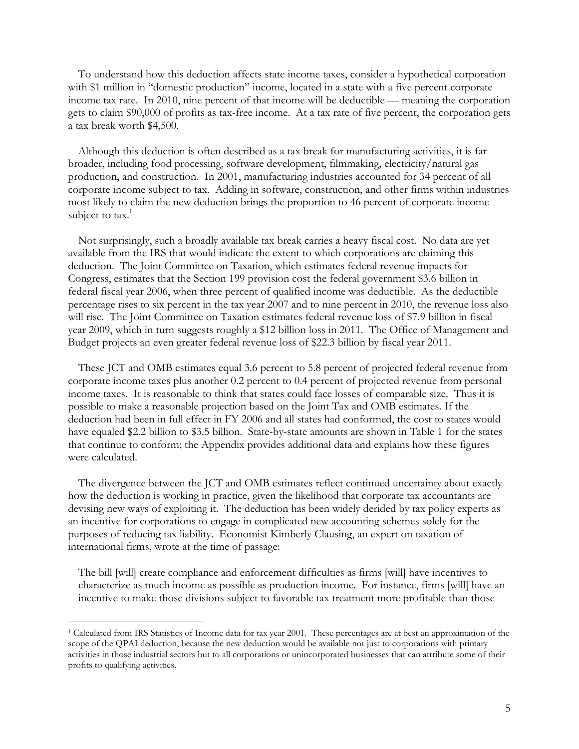To understand how this deduction affects state income taxes, consider a hypothetical corporation with $1 million in "domestic production" income, located in a state with a five percent corporate income tax rate. In 2010, nine percent of that income will be deductible — meaning the corporation gets to claim $90,000 of profits as tax-free income. At a tax rate of five percent, the corporation gets a tax break worth $4,500.

Although this deduction is often described as a tax break for manufacturing activities, it is far broader, including food processing, software development, filmmaking, electricity/natural gas production, and construction. In 2001, manufacturing industries accounted for 34 percent of all corporate income subject to tax. Adding in software, construction, and other firms within industries most likely to claim the new deduction brings the proportion to 46 percent of corporate income subject to tax.[1]

Not surprisingly, such a broadly available tax break carries a heavy fiscal cost. No data are yet available from the IRS that would indicate the extent to which corporations are claiming this deduction. The Joint Committee on Taxation, which estimates federal revenue impacts for Congress, estimates that the Section 199 provision cost the federal government $3.6 billion in federal fiscal year 2006, when three percent of qualified income was deductible. As the deductible percentage rises to six percent in the tax year 2007 and to nine percent in 2010, the revenue loss also will rise. The Joint Committee on Taxation estimates federal revenue loss of $7.9 billion in fiscal year 2009, which in turn suggests roughly a $12 billion loss in 2011. The Office of Management and Budget projects an even greater federal revenue loss of $22.3 billion by fiscal year 2011.

These JCT and OMB estimates equal 3.6 percent to 5.8 percent of projected federal revenue from corporate income taxes plus another 0.2 percent to 0.4 percent of projected revenue from personal income taxes. It is reasonable to think that states could face losses of comparable size. Thus it is possible to make a reasonable projection based on the Joint Tax and OMB estimates. If the deduction had been in full effect in FY 2006 and all states had conformed, the cost to states would have equaled $2.2 billion to $3.5 billion. State-by-state amounts are shown in Table 1 for the states that continue to conform; the Appendix provides additional data and explains how these figures were calculated.

The divergence between the JCT and OMB estimates reflect continued uncertainty about exactly how the deduction is working in practice, given the likelihood that corporate tax accountants are devising new ways of exploiting it. The deduction has been widely derided by tax policy experts as an incentive for corporations to engage in complicated new accounting schemes solely for the purposes of reducing tax liability. Economist Kimberly Clausing, an expert on taxation of international firms, wrote at the time of passage:

> The bill [will] create compliance and enforcement difficulties as firms [will] have incentives to characterize as much income as possible as production income. For instance, firms [will] have an incentive to make those divisions subject to favorable tax treatment more profitable than those

---

[1] Calculated from IRS Statistics of Income data for tax year 2001. These percentages are at best an approximation of the scope of the QPAI deduction, because the new deduction would be available not just to corporations with primary activities in those industrial sectors but to all corporations or unincorporated businesses that can attribute some of their profits to qualifying activities.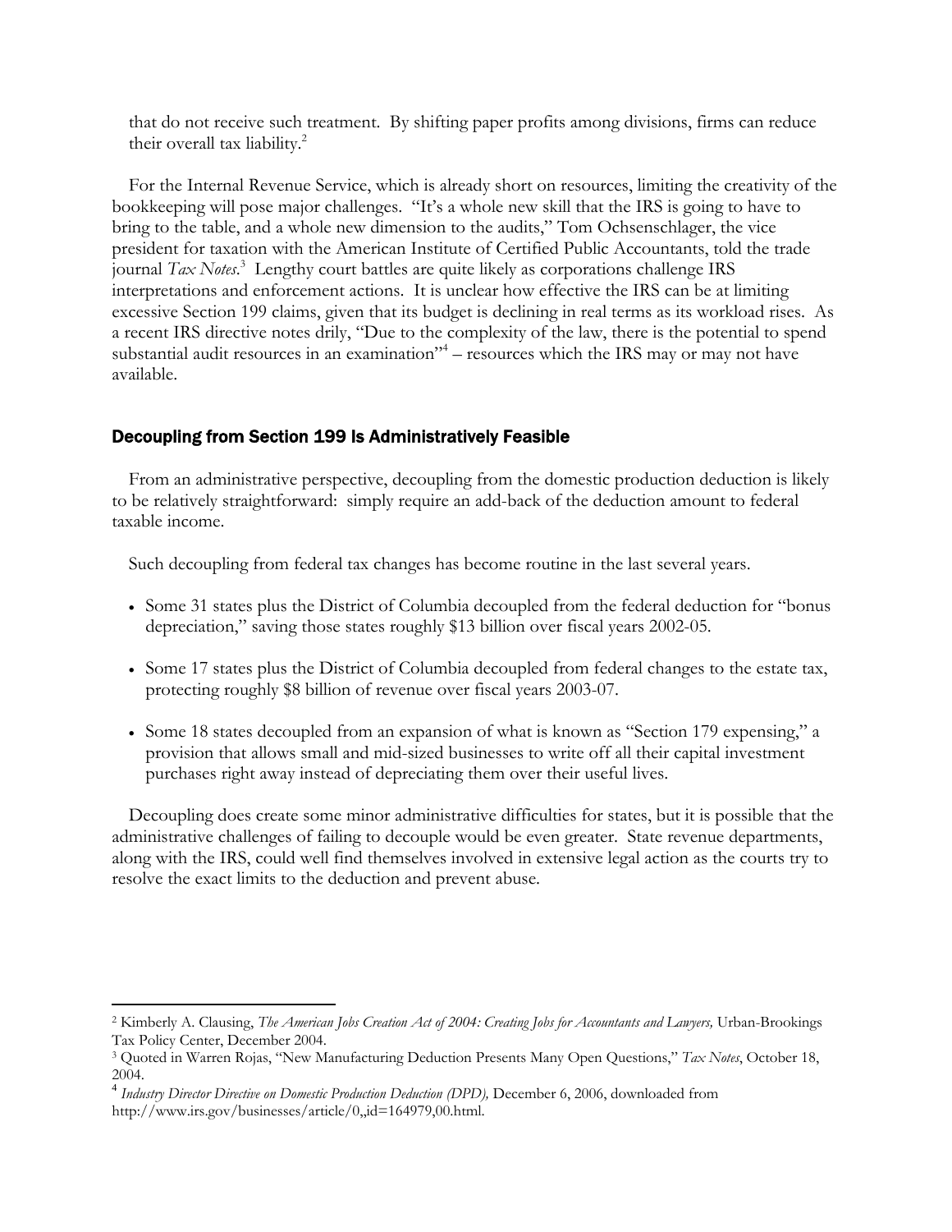that do not receive such treatment. By shifting paper profits among divisions, firms can reduce their overall tax liability.[2]

For the Internal Revenue Service, which is already short on resources, limiting the creativity of the bookkeeping will pose major challenges. "It's a whole new skill that the IRS is going to have to bring to the table, and a whole new dimension to the audits," Tom Ochsenschlager, the vice president for taxation with the American Institute of Certified Public Accountants, told the trade journal *Tax Notes*.[3] Lengthy court battles are quite likely as corporations challenge IRS interpretations and enforcement actions. It is unclear how effective the IRS can be at limiting excessive Section 199 claims, given that its budget is declining in real terms as its workload rises. As a recent IRS directive notes drily, "Due to the complexity of the law, there is the potential to spend substantial audit resources in an examination"[4] – resources which the IRS may or may not have available.

## Decoupling from Section 199 Is Administratively Feasible

From an administrative perspective, decoupling from the domestic production deduction is likely to be relatively straightforward: simply require an add-back of the deduction amount to federal taxable income.

Such decoupling from federal tax changes has become routine in the last several years.

- Some 31 states plus the District of Columbia decoupled from the federal deduction for "bonus depreciation," saving those states roughly $13 billion over fiscal years 2002-05.
- Some 17 states plus the District of Columbia decoupled from federal changes to the estate tax, protecting roughly $8 billion of revenue over fiscal years 2003-07.
- Some 18 states decoupled from an expansion of what is known as "Section 179 expensing," a provision that allows small and mid-sized businesses to write off all their capital investment purchases right away instead of depreciating them over their useful lives.

Decoupling does create some minor administrative difficulties for states, but it is possible that the administrative challenges of failing to decouple would be even greater. State revenue departments, along with the IRS, could well find themselves involved in extensive legal action as the courts try to resolve the exact limits to the deduction and prevent abuse.

---

[2] Kimberly A. Clausing, *The American Jobs Creation Act of 2004: Creating Jobs for Accountants and Lawyers,* Urban-Brookings Tax Policy Center, December 2004.

[3] Quoted in Warren Rojas, "New Manufacturing Deduction Presents Many Open Questions," *Tax Notes*, October 18, 2004.

[4] *Industry Director Directive on Domestic Production Deduction (DPD),* December 6, 2006, downloaded from http://www.irs.gov/businesses/article/0,,id=164979,00.html.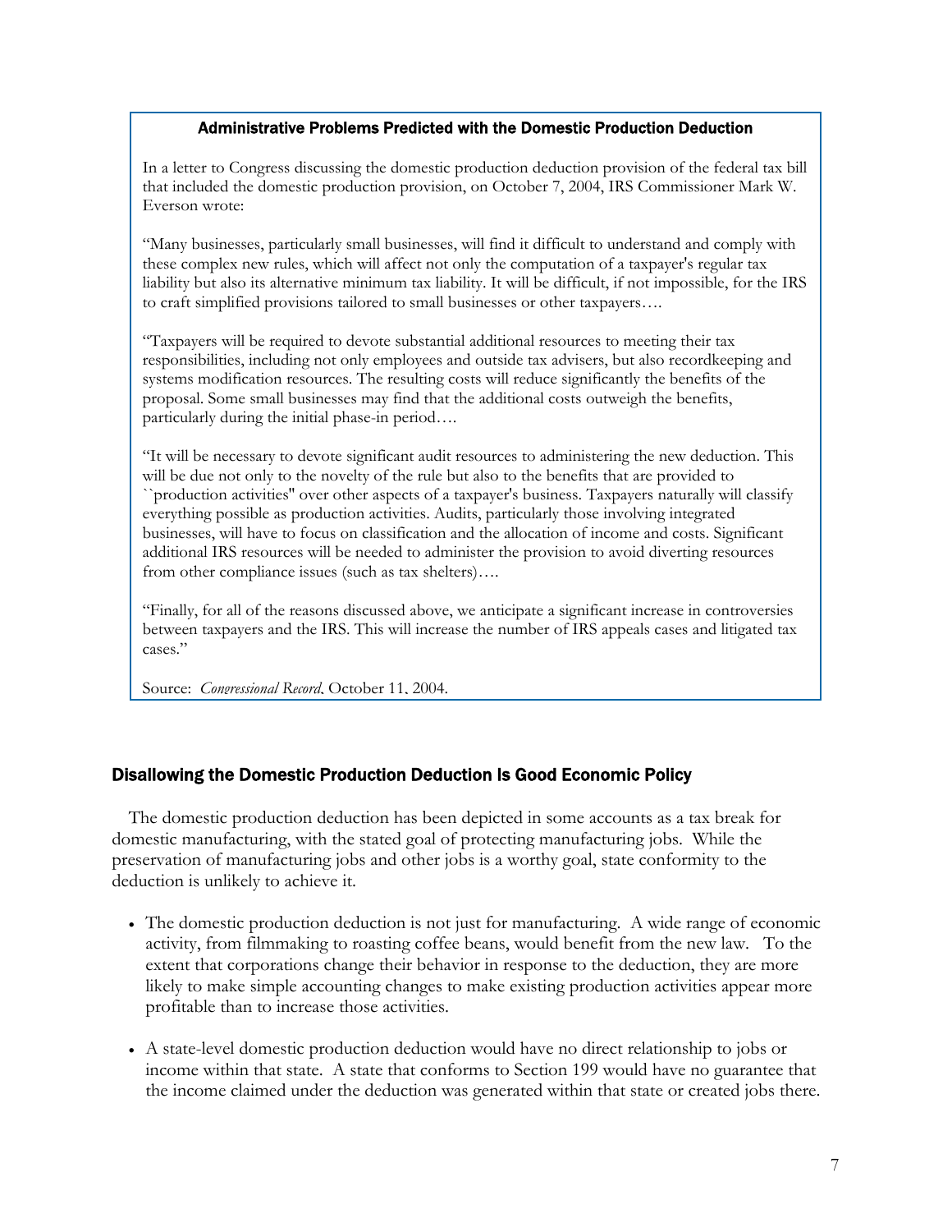### Administrative Problems Predicted with the Domestic Production Deduction

In a letter to Congress discussing the domestic production deduction provision of the federal tax bill that included the domestic production provision, on October 7, 2004, IRS Commissioner Mark W. Everson wrote:

"Many businesses, particularly small businesses, will find it difficult to understand and comply with these complex new rules, which will affect not only the computation of a taxpayer's regular tax liability but also its alternative minimum tax liability. It will be difficult, if not impossible, for the IRS to craft simplified provisions tailored to small businesses or other taxpayers….

"Taxpayers will be required to devote substantial additional resources to meeting their tax responsibilities, including not only employees and outside tax advisers, but also recordkeeping and systems modification resources. The resulting costs will reduce significantly the benefits of the proposal. Some small businesses may find that the additional costs outweigh the benefits, particularly during the initial phase-in period….

"It will be necessary to devote significant audit resources to administering the new deduction. This will be due not only to the novelty of the rule but also to the benefits that are provided to ``production activities'' over other aspects of a taxpayer's business. Taxpayers naturally will classify everything possible as production activities. Audits, particularly those involving integrated businesses, will have to focus on classification and the allocation of income and costs. Significant additional IRS resources will be needed to administer the provision to avoid diverting resources from other compliance issues (such as tax shelters)….

"Finally, for all of the reasons discussed above, we anticipate a significant increase in controversies between taxpayers and the IRS. This will increase the number of IRS appeals cases and litigated tax cases."

Source: *Congressional Record*, October 11, 2004.

## Disallowing the Domestic Production Deduction Is Good Economic Policy

The domestic production deduction has been depicted in some accounts as a tax break for domestic manufacturing, with the stated goal of protecting manufacturing jobs. While the preservation of manufacturing jobs and other jobs is a worthy goal, state conformity to the deduction is unlikely to achieve it.

- The domestic production deduction is not just for manufacturing. A wide range of economic activity, from filmmaking to roasting coffee beans, would benefit from the new law. To the extent that corporations change their behavior in response to the deduction, they are more likely to make simple accounting changes to make existing production activities appear more profitable than to increase those activities.

- A state-level domestic production deduction would have no direct relationship to jobs or income within that state. A state that conforms to Section 199 would have no guarantee that the income claimed under the deduction was generated within that state or created jobs there.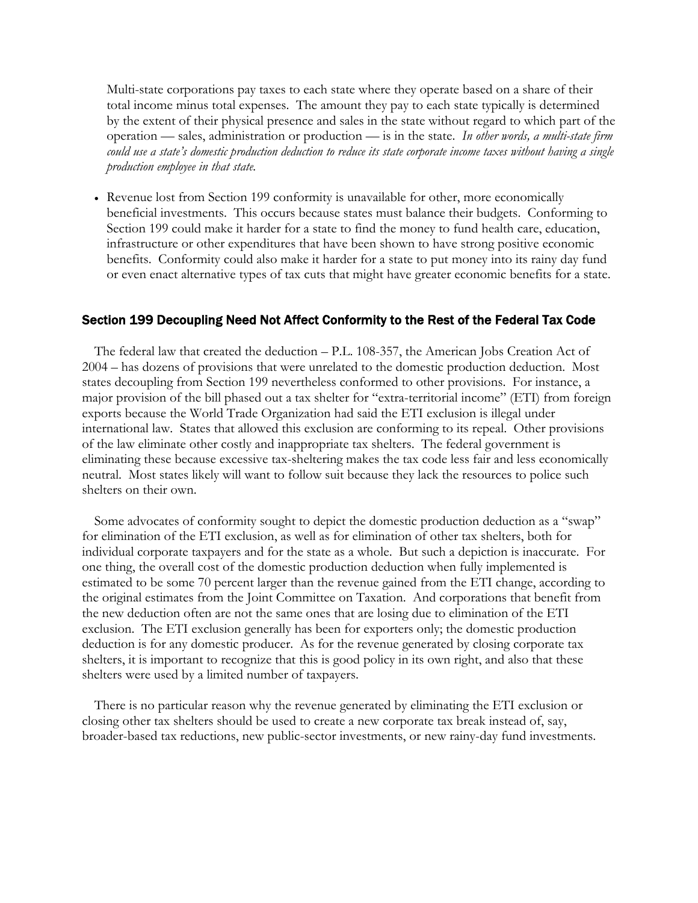Multi-state corporations pay taxes to each state where they operate based on a share of their total income minus total expenses. The amount they pay to each state typically is determined by the extent of their physical presence and sales in the state without regard to which part of the operation — sales, administration or production — is in the state. *In other words, a multi-state firm could use a state's domestic production deduction to reduce its state corporate income taxes without having a single production employee in that state.*

- Revenue lost from Section 199 conformity is unavailable for other, more economically beneficial investments. This occurs because states must balance their budgets. Conforming to Section 199 could make it harder for a state to find the money to fund health care, education, infrastructure or other expenditures that have been shown to have strong positive economic benefits. Conformity could also make it harder for a state to put money into its rainy day fund or even enact alternative types of tax cuts that might have greater economic benefits for a state.

### Section 199 Decoupling Need Not Affect Conformity to the Rest of the Federal Tax Code

The federal law that created the deduction – P.L. 108-357, the American Jobs Creation Act of 2004 – has dozens of provisions that were unrelated to the domestic production deduction. Most states decoupling from Section 199 nevertheless conformed to other provisions. For instance, a major provision of the bill phased out a tax shelter for "extra-territorial income" (ETI) from foreign exports because the World Trade Organization had said the ETI exclusion is illegal under international law. States that allowed this exclusion are conforming to its repeal. Other provisions of the law eliminate other costly and inappropriate tax shelters. The federal government is eliminating these because excessive tax-sheltering makes the tax code less fair and less economically neutral. Most states likely will want to follow suit because they lack the resources to police such shelters on their own.

Some advocates of conformity sought to depict the domestic production deduction as a "swap" for elimination of the ETI exclusion, as well as for elimination of other tax shelters, both for individual corporate taxpayers and for the state as a whole. But such a depiction is inaccurate. For one thing, the overall cost of the domestic production deduction when fully implemented is estimated to be some 70 percent larger than the revenue gained from the ETI change, according to the original estimates from the Joint Committee on Taxation. And corporations that benefit from the new deduction often are not the same ones that are losing due to elimination of the ETI exclusion. The ETI exclusion generally has been for exporters only; the domestic production deduction is for any domestic producer. As for the revenue generated by closing corporate tax shelters, it is important to recognize that this is good policy in its own right, and also that these shelters were used by a limited number of taxpayers.

There is no particular reason why the revenue generated by eliminating the ETI exclusion or closing other tax shelters should be used to create a new corporate tax break instead of, say, broader-based tax reductions, new public-sector investments, or new rainy-day fund investments.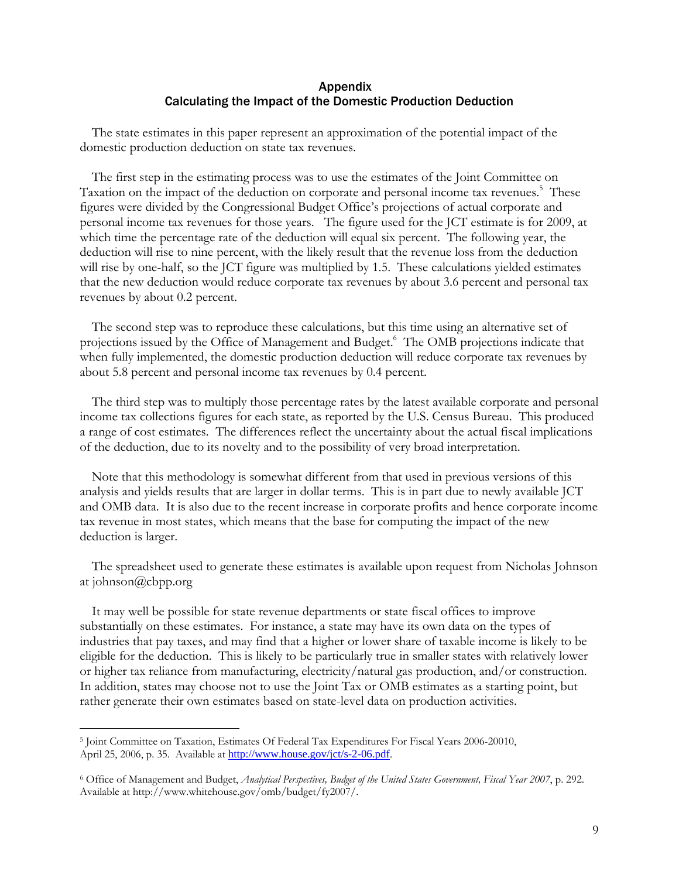## Appendix
## Calculating the Impact of the Domestic Production Deduction

The state estimates in this paper represent an approximation of the potential impact of the domestic production deduction on state tax revenues.

The first step in the estimating process was to use the estimates of the Joint Committee on Taxation on the impact of the deduction on corporate and personal income tax revenues.[5] These figures were divided by the Congressional Budget Office's projections of actual corporate and personal income tax revenues for those years. The figure used for the JCT estimate is for 2009, at which time the percentage rate of the deduction will equal six percent. The following year, the deduction will rise to nine percent, with the likely result that the revenue loss from the deduction will rise by one-half, so the JCT figure was multiplied by 1.5. These calculations yielded estimates that the new deduction would reduce corporate tax revenues by about 3.6 percent and personal tax revenues by about 0.2 percent.

The second step was to reproduce these calculations, but this time using an alternative set of projections issued by the Office of Management and Budget.[6] The OMB projections indicate that when fully implemented, the domestic production deduction will reduce corporate tax revenues by about 5.8 percent and personal income tax revenues by 0.4 percent.

The third step was to multiply those percentage rates by the latest available corporate and personal income tax collections figures for each state, as reported by the U.S. Census Bureau. This produced a range of cost estimates. The differences reflect the uncertainty about the actual fiscal implications of the deduction, due to its novelty and to the possibility of very broad interpretation.

Note that this methodology is somewhat different from that used in previous versions of this analysis and yields results that are larger in dollar terms. This is in part due to newly available JCT and OMB data. It is also due to the recent increase in corporate profits and hence corporate income tax revenue in most states, which means that the base for computing the impact of the new deduction is larger.

The spreadsheet used to generate these estimates is available upon request from Nicholas Johnson at johnson@cbpp.org

It may well be possible for state revenue departments or state fiscal offices to improve substantially on these estimates. For instance, a state may have its own data on the types of industries that pay taxes, and may find that a higher or lower share of taxable income is likely to be eligible for the deduction. This is likely to be particularly true in smaller states with relatively lower or higher tax reliance from manufacturing, electricity/natural gas production, and/or construction. In addition, states may choose not to use the Joint Tax or OMB estimates as a starting point, but rather generate their own estimates based on state-level data on production activities.

---

[5] Joint Committee on Taxation, Estimates Of Federal Tax Expenditures For Fiscal Years 2006-20010, April 25, 2006, p. 35. Available at http://www.house.gov/jct/s-2-06.pdf.

[6] Office of Management and Budget, *Analytical Perspectives, Budget of the United States Government, Fiscal Year 2007*, p. 292. Available at http://www.whitehouse.gov/omb/budget/fy2007/.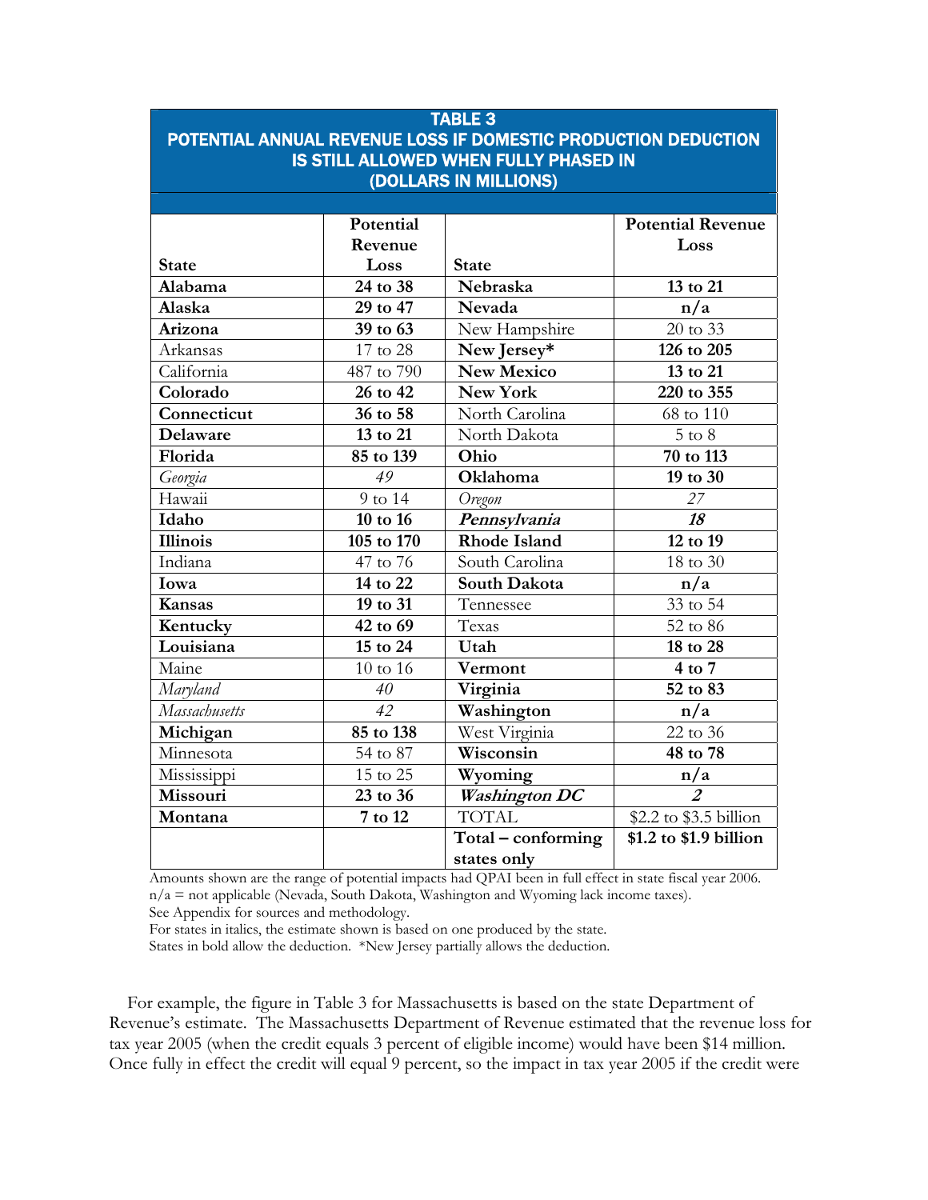**TABLE 3**
**POTENTIAL ANNUAL REVENUE LOSS IF DOMESTIC PRODUCTION DEDUCTION IS STILL ALLOWED WHEN FULLY PHASED IN**
**(DOLLARS IN MILLIONS)**

| State | Potential Revenue Loss | State | Potential Revenue Loss |
|---|---|---|---|
| **Alabama** | **24 to 38** | **Nebraska** | **13 to 21** |
| **Alaska** | **29 to 47** | **Nevada** | **n/a** |
| **Arizona** | **39 to 63** | New Hampshire | 20 to 33 |
| Arkansas | 17 to 28 | **New Jersey*** | **126 to 205** |
| California | 487 to 790 | **New Mexico** | **13 to 21** |
| **Colorado** | **26 to 42** | **New York** | **220 to 355** |
| **Connecticut** | **36 to 58** | North Carolina | 68 to 110 |
| **Delaware** | **13 to 21** | North Dakota | 5 to 8 |
| **Florida** | **85 to 139** | **Ohio** | **70 to 113** |
| *Georgia* | *49* | **Oklahoma** | **19 to 30** |
| Hawaii | 9 to 14 | *Oregon* | *27* |
| **Idaho** | **10 to 16** | ***Pennsylvania*** | ***18*** |
| **Illinois** | **105 to 170** | **Rhode Island** | **12 to 19** |
| Indiana | 47 to 76 | South Carolina | 18 to 30 |
| **Iowa** | **14 to 22** | **South Dakota** | **n/a** |
| **Kansas** | **19 to 31** | Tennessee | 33 to 54 |
| **Kentucky** | **42 to 69** | Texas | 52 to 86 |
| **Louisiana** | **15 to 24** | **Utah** | **18 to 28** |
| Maine | 10 to 16 | **Vermont** | **4 to 7** |
| *Maryland* | *40* | **Virginia** | **52 to 83** |
| *Massachusetts* | *42* | **Washington** | **n/a** |
| **Michigan** | **85 to 138** | West Virginia | 22 to 36 |
| Minnesota | 54 to 87 | **Wisconsin** | **48 to 78** |
| Mississippi | 15 to 25 | **Wyoming** | **n/a** |
| **Missouri** | **23 to 36** | ***Washington DC*** | ***2*** |
| **Montana** | **7 to 12** | TOTAL | $2.2 to $3.5 billion |
| | | **Total – conforming states only** | **$1.2 to $1.9 billion** |

Amounts shown are the range of potential impacts had QPAI been in full effect in state fiscal year 2006.
n/a = not applicable (Nevada, South Dakota, Washington and Wyoming lack income taxes).
See Appendix for sources and methodology.
For states in italics, the estimate shown is based on one produced by the state.
States in bold allow the deduction. *New Jersey partially allows the deduction.

For example, the figure in Table 3 for Massachusetts is based on the state Department of Revenue's estimate. The Massachusetts Department of Revenue estimated that the revenue loss for tax year 2005 (when the credit equals 3 percent of eligible income) would have been $14 million. Once fully in effect the credit will equal 9 percent, so the impact in tax year 2005 if the credit were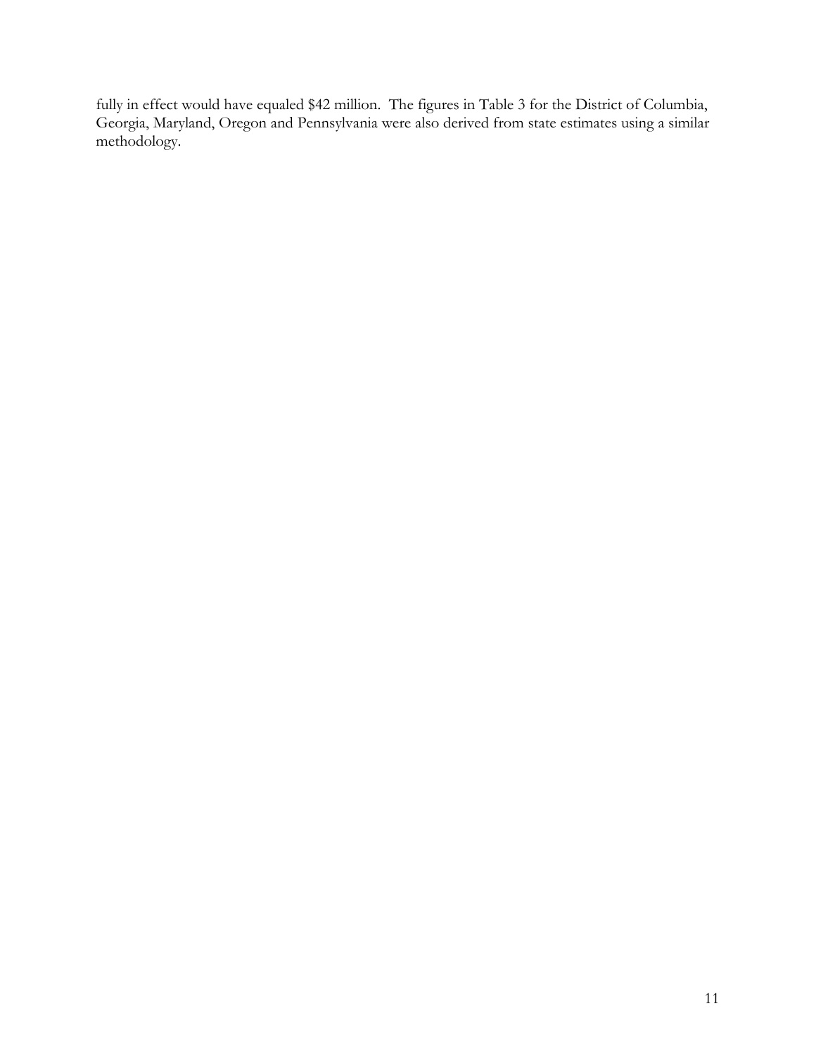fully in effect would have equaled $42 million. The figures in Table 3 for the District of Columbia, Georgia, Maryland, Oregon and Pennsylvania were also derived from state estimates using a similar methodology.